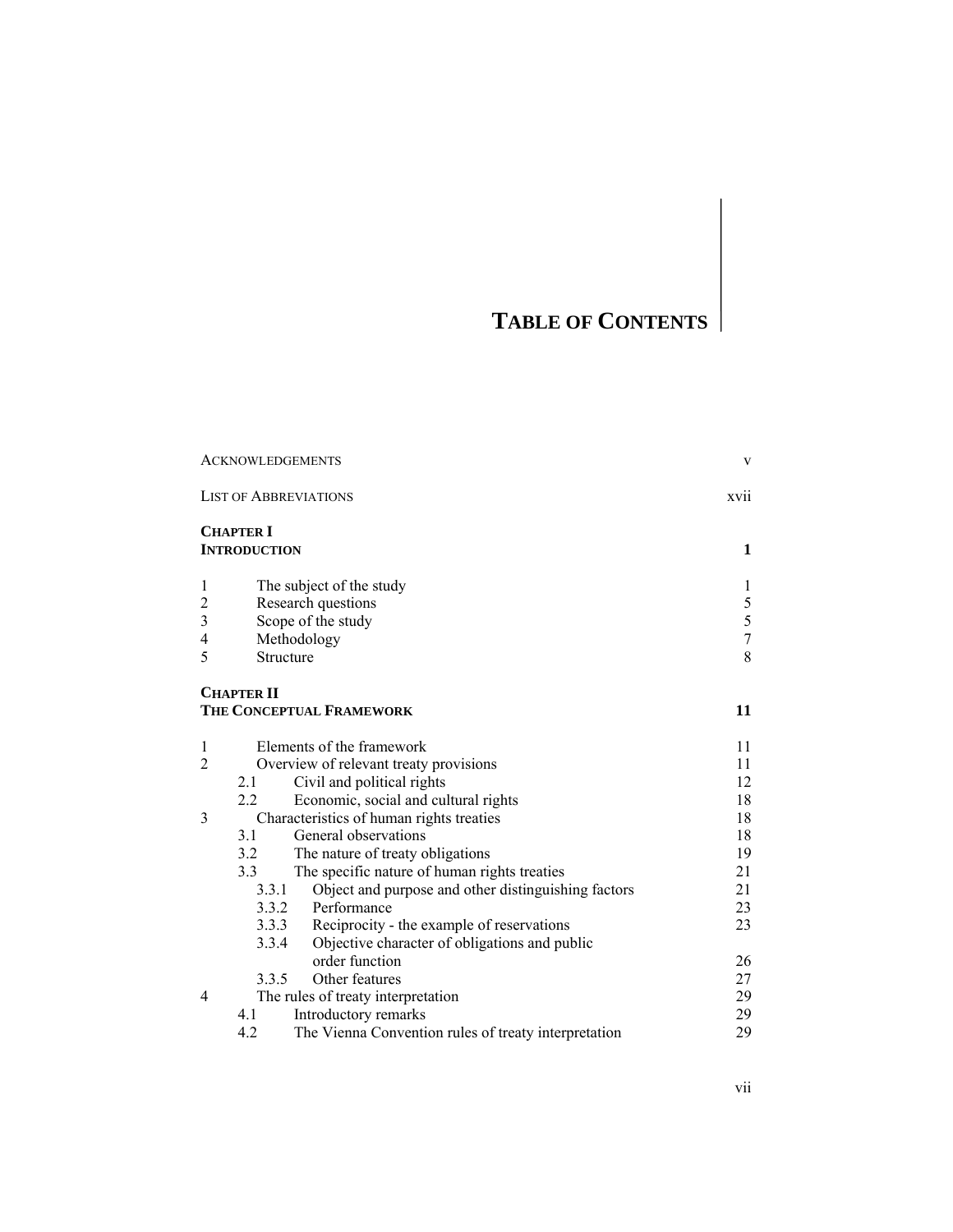# TABLE OF CONTENTS

| | | |
|---|---|---|
| ACKNOWLEDGEMENTS | | v |
| LIST OF ABBREVIATIONS | | xvii |
| **CHAPTER I INTRODUCTION** | | **1** |
| 1 | The subject of the study | 1 |
| 2 | Research questions | 5 |
| 3 | Scope of the study | 5 |
| 4 | Methodology | 7 |
| 5 | Structure | 8 |
| **CHAPTER II THE CONCEPTUAL FRAMEWORK** | | **11** |
| 1 | Elements of the framework | 11 |
| 2 | Overview of relevant treaty provisions | 11 |
| 2.1 | Civil and political rights | 12 |
| 2.2 | Economic, social and cultural rights | 18 |
| 3 | Characteristics of human rights treaties | 18 |
| 3.1 | General observations | 18 |
| 3.2 | The nature of treaty obligations | 19 |
| 3.3 | The specific nature of human rights treaties | 21 |
| 3.3.1 | Object and purpose and other distinguishing factors | 21 |
| 3.3.2 | Performance | 23 |
| 3.3.3 | Reciprocity - the example of reservations | 23 |
| 3.3.4 | Objective character of obligations and public order function | 26 |
| 3.3.5 | Other features | 27 |
| 4 | The rules of treaty interpretation | 29 |
| 4.1 | Introductory remarks | 29 |
| 4.2 | The Vienna Convention rules of treaty interpretation | 29 |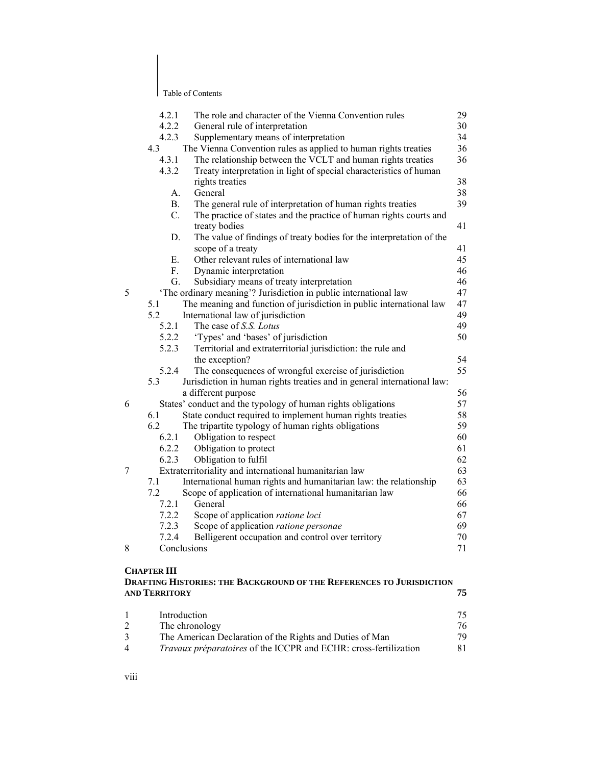4.2.1 The role and character of the Vienna Convention rules 29
4.2.2 General rule of interpretation 30
4.2.3 Supplementary means of interpretation 34
4.3 The Vienna Convention rules as applied to human rights treaties 36
4.3.1 The relationship between the VCLT and human rights treaties 36
4.3.2 Treaty interpretation in light of special characteristics of human rights treaties 38
A. General 38
B. The general rule of interpretation of human rights treaties 39
C. The practice of states and the practice of human rights courts and treaty bodies 41
D. The value of findings of treaty bodies for the interpretation of the scope of a treaty 41
E. Other relevant rules of international law 45
F. Dynamic interpretation 46
G. Subsidiary means of treaty interpretation 46

5 'The ordinary meaning'? Jurisdiction in public international law 47
5.1 The meaning and function of jurisdiction in public international law 47
5.2 International law of jurisdiction 49
5.2.1 The case of *S.S. Lotus* 49
5.2.2 'Types' and 'bases' of jurisdiction 50
5.2.3 Territorial and extraterritorial jurisdiction: the rule and the exception? 54
5.2.4 The consequences of wrongful exercise of jurisdiction 55
5.3 Jurisdiction in human rights treaties and in general international law: a different purpose 56

6 States' conduct and the typology of human rights obligations 57
6.1 State conduct required to implement human rights treaties 58
6.2 The tripartite typology of human rights obligations 59
6.2.1 Obligation to respect 60
6.2.2 Obligation to protect 61
6.2.3 Obligation to fulfil 62

7 Extraterritoriality and international humanitarian law 63
7.1 International human rights and humanitarian law: the relationship 63
7.2 Scope of application of international humanitarian law 66
7.2.1 General 66
7.2.2 Scope of application *ratione loci* 67
7.2.3 Scope of application *ratione personae* 69
7.2.4 Belligerent occupation and control over territory 70

8 Conclusions 71

## CHAPTER III
## DRAFTING HISTORIES: THE BACKGROUND OF THE REFERENCES TO JURISDICTION AND TERRITORY 75

1 Introduction 75
2 The chronology 76
3 The American Declaration of the Rights and Duties of Man 79
4 *Travaux préparatoires* of the ICCPR and ECHR: cross-fertilization 81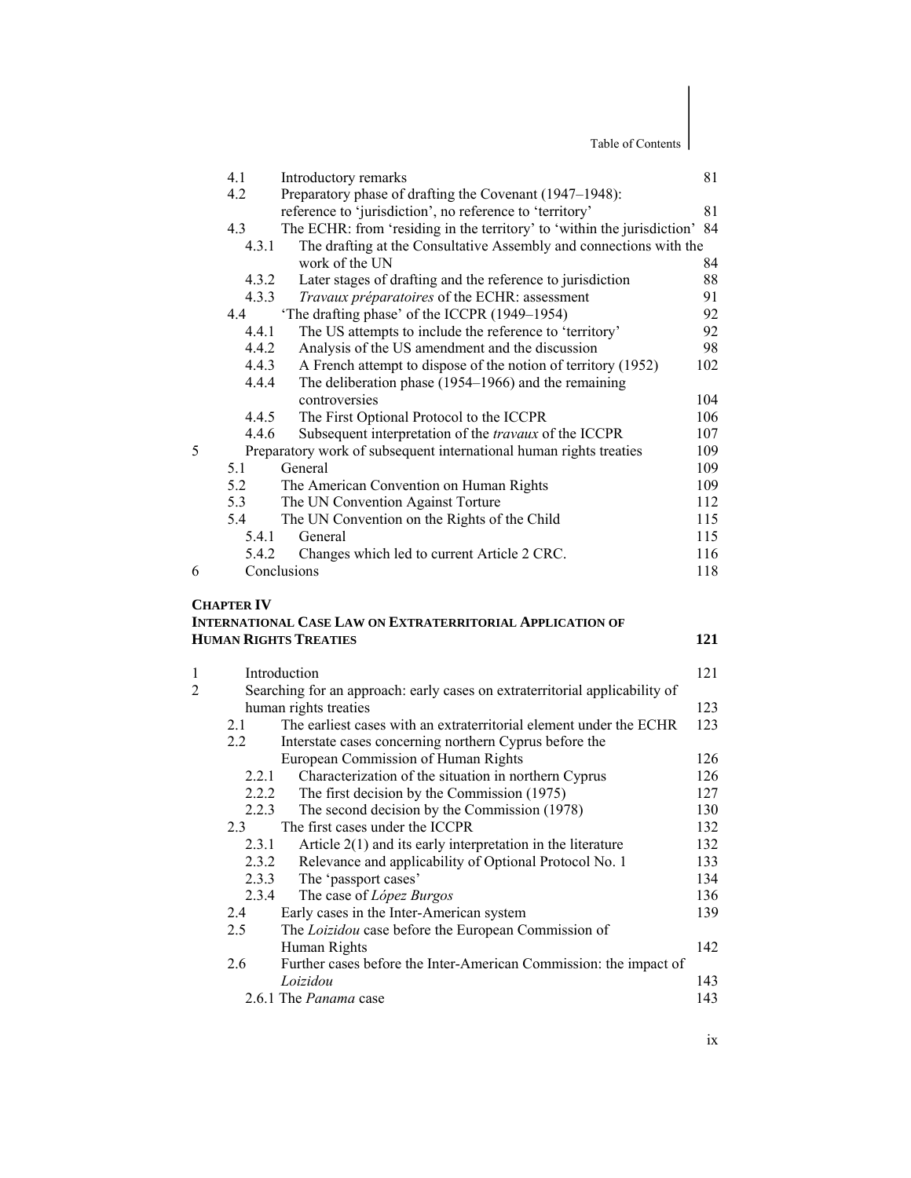| | | |
|---|---|---|
| 4.1 | Introductory remarks | 81 |
| 4.2 | Preparatory phase of drafting the Covenant (1947–1948): reference to 'jurisdiction', no reference to 'territory' | 81 |
| 4.3 | The ECHR: from 'residing in the territory' to 'within the jurisdiction' | 84 |
| 4.3.1 | The drafting at the Consultative Assembly and connections with the work of the UN | 84 |
| 4.3.2 | Later stages of drafting and the reference to jurisdiction | 88 |
| 4.3.3 | *Travaux préparatoires* of the ECHR: assessment | 91 |
| 4.4 | 'The drafting phase' of the ICCPR (1949–1954) | 92 |
| 4.4.1 | The US attempts to include the reference to 'territory' | 92 |
| 4.4.2 | Analysis of the US amendment and the discussion | 98 |
| 4.4.3 | A French attempt to dispose of the notion of territory (1952) | 102 |
| 4.4.4 | The deliberation phase (1954–1966) and the remaining controversies | 104 |
| 4.4.5 | The First Optional Protocol to the ICCPR | 106 |
| 4.4.6 | Subsequent interpretation of the *travaux* of the ICCPR | 107 |
| 5 | Preparatory work of subsequent international human rights treaties | 109 |
| 5.1 | General | 109 |
| 5.2 | The American Convention on Human Rights | 109 |
| 5.3 | The UN Convention Against Torture | 112 |
| 5.4 | The UN Convention on the Rights of the Child | 115 |
| 5.4.1 | General | 115 |
| 5.4.2 | Changes which led to current Article 2 CRC. | 116 |
| 6 | Conclusions | 118 |

## CHAPTER IV
## INTERNATIONAL CASE LAW ON EXTRATERRITORIAL APPLICATION OF HUMAN RIGHTS TREATIES — 121

| | | |
|---|---|---|
| 1 | Introduction | 121 |
| 2 | Searching for an approach: early cases on extraterritorial applicability of human rights treaties | 123 |
| 2.1 | The earliest cases with an extraterritorial element under the ECHR | 123 |
| 2.2 | Interstate cases concerning northern Cyprus before the European Commission of Human Rights | 126 |
| 2.2.1 | Characterization of the situation in northern Cyprus | 126 |
| 2.2.2 | The first decision by the Commission (1975) | 127 |
| 2.2.3 | The second decision by the Commission (1978) | 130 |
| 2.3 | The first cases under the ICCPR | 132 |
| 2.3.1 | Article 2(1) and its early interpretation in the literature | 132 |
| 2.3.2 | Relevance and applicability of Optional Protocol No. 1 | 133 |
| 2.3.3 | The 'passport cases' | 134 |
| 2.3.4 | The case of *López Burgos* | 136 |
| 2.4 | Early cases in the Inter-American system | 139 |
| 2.5 | The *Loizidou* case before the European Commission of Human Rights | 142 |
| 2.6 | Further cases before the Inter-American Commission: the impact of *Loizidou* | 143 |
| 2.6.1 | The *Panama* case | 143 |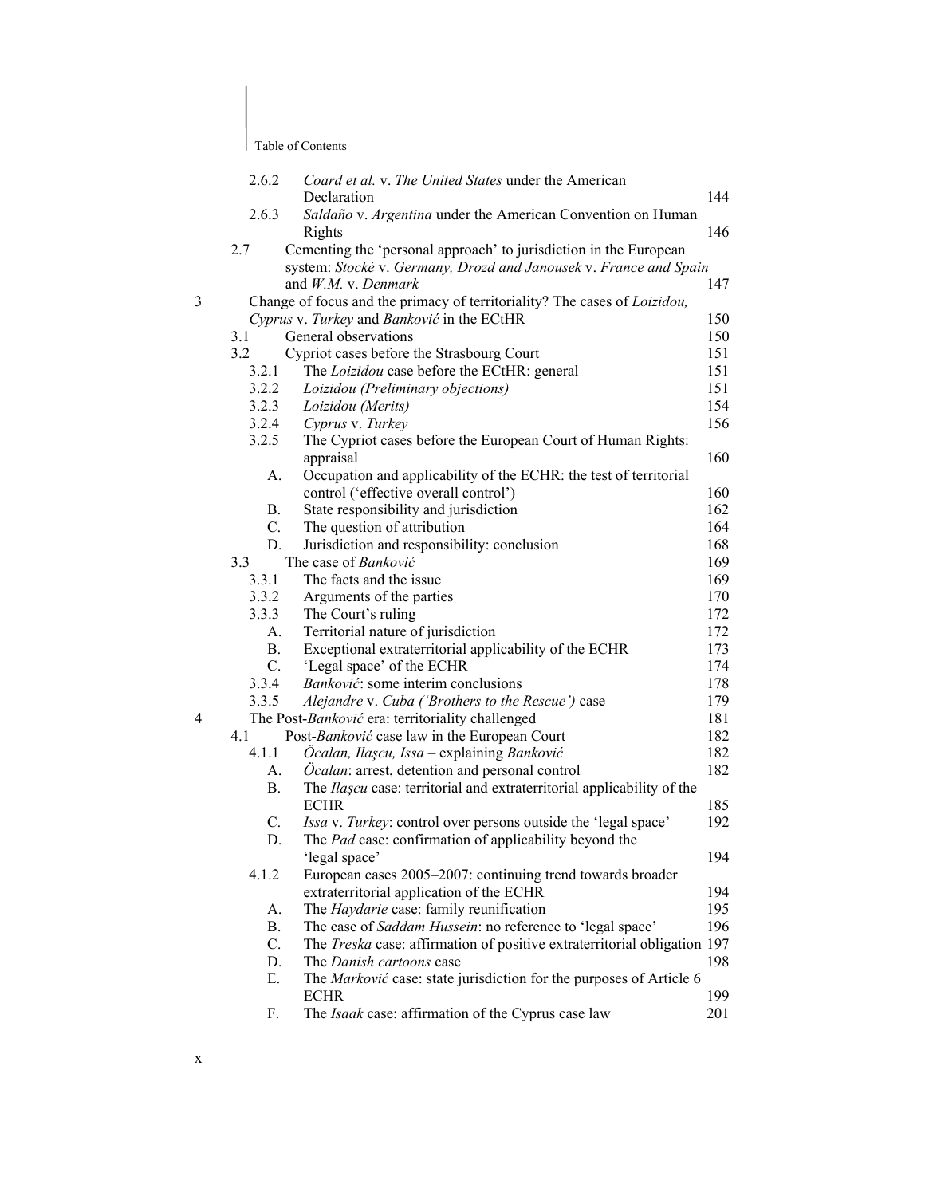| | | |
|---|---|---|
| 2.6.2 | *Coard et al.* v. *The United States* under the American Declaration | 144 |
| 2.6.3 | *Saldaño* v. *Argentina* under the American Convention on Human Rights | 146 |
| 2.7 | Cementing the 'personal approach' to jurisdiction in the European system: *Stocké* v. *Germany, Drozd and Janousek* v. *France and Spain* and *W.M.* v. *Denmark* | 147 |
| 3 | Change of focus and the primacy of territoriality? The cases of *Loizidou, Cyprus* v. *Turkey* and *Banković* in the ECtHR | 150 |
| 3.1 | General observations | 150 |
| 3.2 | Cypriot cases before the Strasbourg Court | 151 |
| 3.2.1 | The *Loizidou* case before the ECtHR: general | 151 |
| 3.2.2 | *Loizidou (Preliminary objections)* | 151 |
| 3.2.3 | *Loizidou (Merits)* | 154 |
| 3.2.4 | *Cyprus* v. *Turkey* | 156 |
| 3.2.5 | The Cypriot cases before the European Court of Human Rights: appraisal | 160 |
| A. | Occupation and applicability of the ECHR: the test of territorial control ('effective overall control') | 160 |
| B. | State responsibility and jurisdiction | 162 |
| C. | The question of attribution | 164 |
| D. | Jurisdiction and responsibility: conclusion | 168 |
| 3.3 | The case of *Banković* | 169 |
| 3.3.1 | The facts and the issue | 169 |
| 3.3.2 | Arguments of the parties | 170 |
| 3.3.3 | The Court's ruling | 172 |
| A. | Territorial nature of jurisdiction | 172 |
| B. | Exceptional extraterritorial applicability of the ECHR | 173 |
| C. | 'Legal space' of the ECHR | 174 |
| 3.3.4 | *Banković*: some interim conclusions | 178 |
| 3.3.5 | *Alejandre* v. *Cuba ('Brothers to the Rescue')* case | 179 |
| 4 | The Post-*Banković* era: territoriality challenged | 181 |
| 4.1 | Post-*Banković* case law in the European Court | 182 |
| 4.1.1 | *Öcalan, Ilaşcu, Issa* – explaining *Banković* | 182 |
| A. | *Öcalan*: arrest, detention and personal control | 182 |
| B. | The *Ilaşcu* case: territorial and extraterritorial applicability of the ECHR | 185 |
| C. | *Issa* v. *Turkey*: control over persons outside the 'legal space' | 192 |
| D. | The *Pad* case: confirmation of applicability beyond the 'legal space' | 194 |
| 4.1.2 | European cases 2005–2007: continuing trend towards broader extraterritorial application of the ECHR | 194 |
| A. | The *Haydarie* case: family reunification | 195 |
| B. | The case of *Saddam Hussein*: no reference to 'legal space' | 196 |
| C. | The *Treska* case: affirmation of positive extraterritorial obligation | 197 |
| D. | The *Danish cartoons* case | 198 |
| E. | The *Marković* case: state jurisdiction for the purposes of Article 6 ECHR | 199 |
| F. | The *Isaak* case: affirmation of the Cyprus case law | 201 |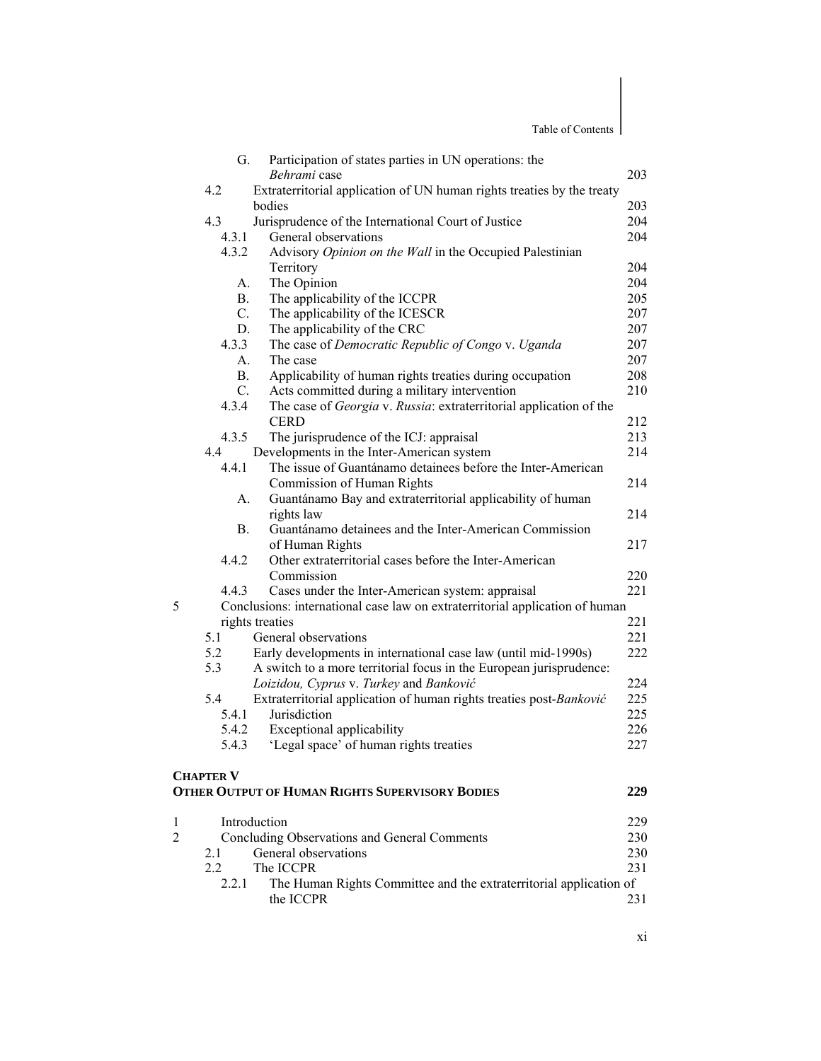G. Participation of states parties in UN operations: the *Behrami* case 203

4.2 Extraterritorial application of UN human rights treaties by the treaty bodies 203

4.3 Jurisprudence of the International Court of Justice 204

4.3.1 General observations 204

4.3.2 Advisory *Opinion on the Wall* in the Occupied Palestinian Territory 204

A. The Opinion 204

B. The applicability of the ICCPR 205

C. The applicability of the ICESCR 207

D. The applicability of the CRC 207

4.3.3 The case of *Democratic Republic of Congo* v. *Uganda* 207

A. The case 207

B. Applicability of human rights treaties during occupation 208

C. Acts committed during a military intervention 210

4.3.4 The case of *Georgia* v. *Russia*: extraterritorial application of the CERD 212

4.3.5 The jurisprudence of the ICJ: appraisal 213

4.4 Developments in the Inter-American system 214

4.4.1 The issue of Guantánamo detainees before the Inter-American Commission of Human Rights 214

A. Guantánamo Bay and extraterritorial applicability of human rights law 214

B. Guantánamo detainees and the Inter-American Commission of Human Rights 217

4.4.2 Other extraterritorial cases before the Inter-American Commission 220

4.4.3 Cases under the Inter-American system: appraisal 221

5 Conclusions: international case law on extraterritorial application of human rights treaties 221

5.1 General observations 221

5.2 Early developments in international case law (until mid-1990s) 222

5.3 A switch to a more territorial focus in the European jurisprudence: *Loizidou, Cyprus* v. *Turkey* and *Banković* 224

5.4 Extraterritorial application of human rights treaties post-*Banković* 225

5.4.1 Jurisdiction 225

5.4.2 Exceptional applicability 226

5.4.3 'Legal space' of human rights treaties 227

## CHAPTER V
## OTHER OUTPUT OF HUMAN RIGHTS SUPERVISORY BODIES **229**

1 Introduction 229

2 Concluding Observations and General Comments 230

2.1 General observations 230

2.2 The ICCPR 231

2.2.1 The Human Rights Committee and the extraterritorial application of the ICCPR 231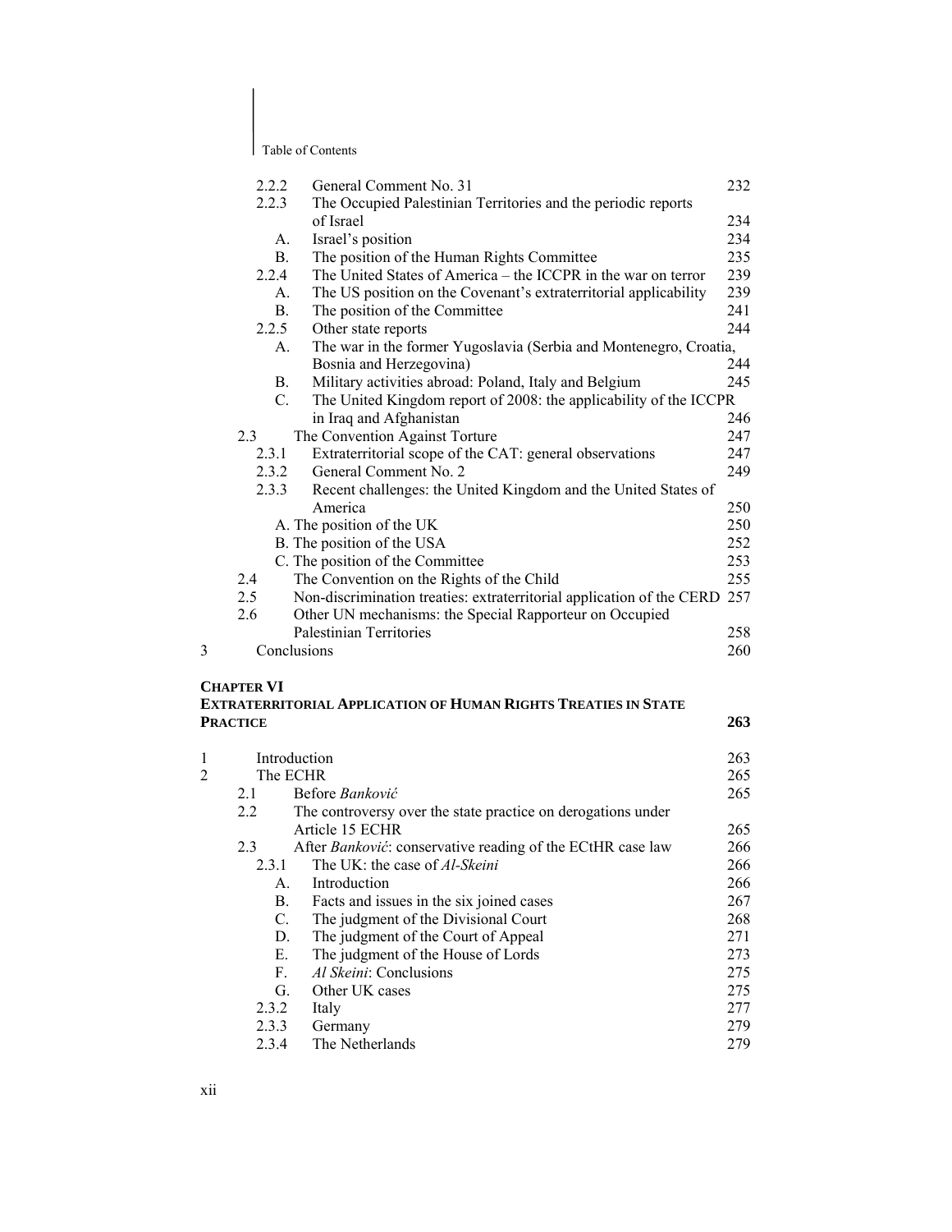2.2.2 General Comment No. 31 232
2.2.3 The Occupied Palestinian Territories and the periodic reports of Israel 234
A. Israel's position 234
B. The position of the Human Rights Committee 235
2.2.4 The United States of America – the ICCPR in the war on terror 239
A. The US position on the Covenant's extraterritorial applicability 239
B. The position of the Committee 241
2.2.5 Other state reports 244
A. The war in the former Yugoslavia (Serbia and Montenegro, Croatia, Bosnia and Herzegovina) 244
B. Military activities abroad: Poland, Italy and Belgium 245
C. The United Kingdom report of 2008: the applicability of the ICCPR in Iraq and Afghanistan 246
2.3 The Convention Against Torture 247
2.3.1 Extraterritorial scope of the CAT: general observations 247
2.3.2 General Comment No. 2 249
2.3.3 Recent challenges: the United Kingdom and the United States of America 250
A. The position of the UK 250
B. The position of the USA 252
C. The position of the Committee 253
2.4 The Convention on the Rights of the Child 255
2.5 Non-discrimination treaties: extraterritorial application of the CERD 257
2.6 Other UN mechanisms: the Special Rapporteur on Occupied Palestinian Territories 258
3 Conclusions 260

**CHAPTER VI**
**EXTRATERRITORIAL APPLICATION OF HUMAN RIGHTS TREATIES IN STATE PRACTICE** **263**

1 Introduction 263
2 The ECHR 265
2.1 Before *Banković* 265
2.2 The controversy over the state practice on derogations under Article 15 ECHR 265
2.3 After *Banković*: conservative reading of the ECtHR case law 266
2.3.1 The UK: the case of *Al-Skeini* 266
A. Introduction 266
B. Facts and issues in the six joined cases 267
C. The judgment of the Divisional Court 268
D. The judgment of the Court of Appeal 271
E. The judgment of the House of Lords 273
F. *Al Skeini*: Conclusions 275
G. Other UK cases 275
2.3.2 Italy 277
2.3.3 Germany 279
2.3.4 The Netherlands 279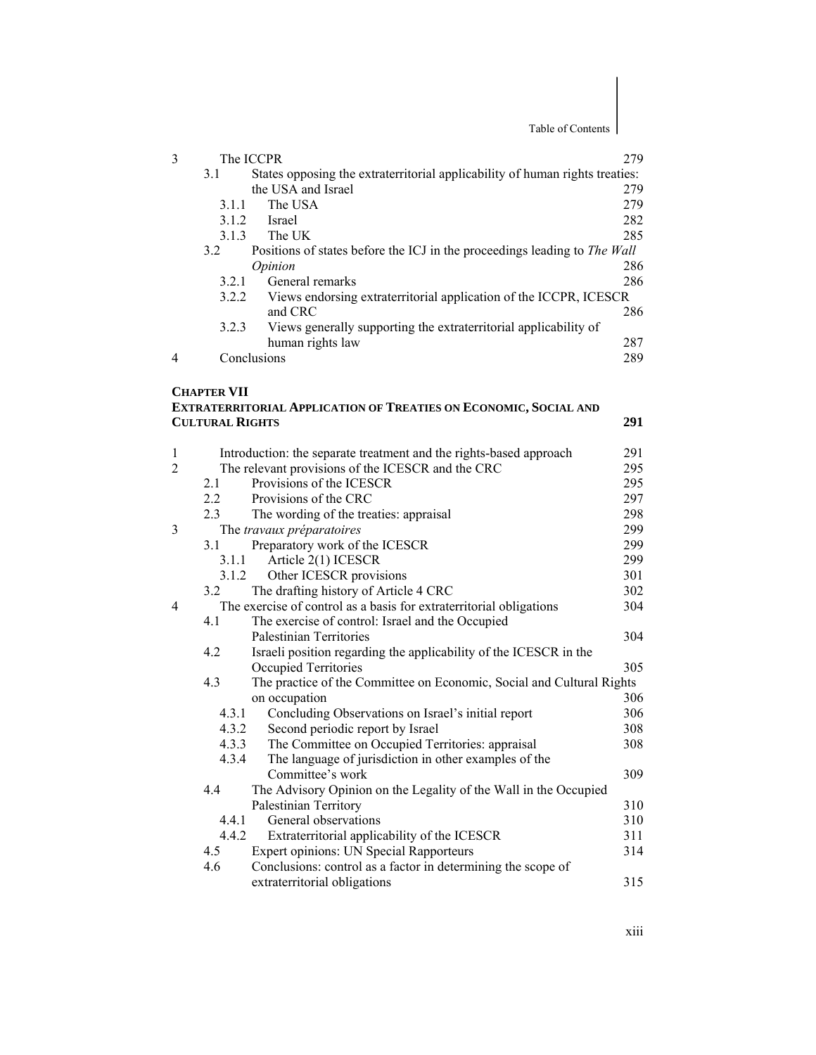3 The ICCPR 279

3.1 States opposing the extraterritorial applicability of human rights treaties: the USA and Israel 279

3.1.1 The USA 279

3.1.2 Israel 282

3.1.3 The UK 285

3.2 Positions of states before the ICJ in the proceedings leading to *The Wall Opinion* 286

3.2.1 General remarks 286

3.2.2 Views endorsing extraterritorial application of the ICCPR, ICESCR and CRC 286

3.2.3 Views generally supporting the extraterritorial applicability of human rights law 287

4 Conclusions 289

## CHAPTER VII
## EXTRATERRITORIAL APPLICATION OF TREATIES ON ECONOMIC, SOCIAL AND CULTURAL RIGHTS 291

1 Introduction: the separate treatment and the rights-based approach 291

2 The relevant provisions of the ICESCR and the CRC 295

2.1 Provisions of the ICESCR 295

2.2 Provisions of the CRC 297

2.3 The wording of the treaties: appraisal 298

3 The *travaux préparatoires* 299

3.1 Preparatory work of the ICESCR 299

3.1.1 Article 2(1) ICESCR 299

3.1.2 Other ICESCR provisions 301

3.2 The drafting history of Article 4 CRC 302

4 The exercise of control as a basis for extraterritorial obligations 304

4.1 The exercise of control: Israel and the Occupied Palestinian Territories 304

4.2 Israeli position regarding the applicability of the ICESCR in the Occupied Territories 305

4.3 The practice of the Committee on Economic, Social and Cultural Rights on occupation 306

4.3.1 Concluding Observations on Israel's initial report 306

4.3.2 Second periodic report by Israel 308

4.3.3 The Committee on Occupied Territories: appraisal 308

4.3.4 The language of jurisdiction in other examples of the Committee's work 309

4.4 The Advisory Opinion on the Legality of the Wall in the Occupied Palestinian Territory 310

4.4.1 General observations 310

4.4.2 Extraterritorial applicability of the ICESCR 311

4.5 Expert opinions: UN Special Rapporteurs 314

4.6 Conclusions: control as a factor in determining the scope of extraterritorial obligations 315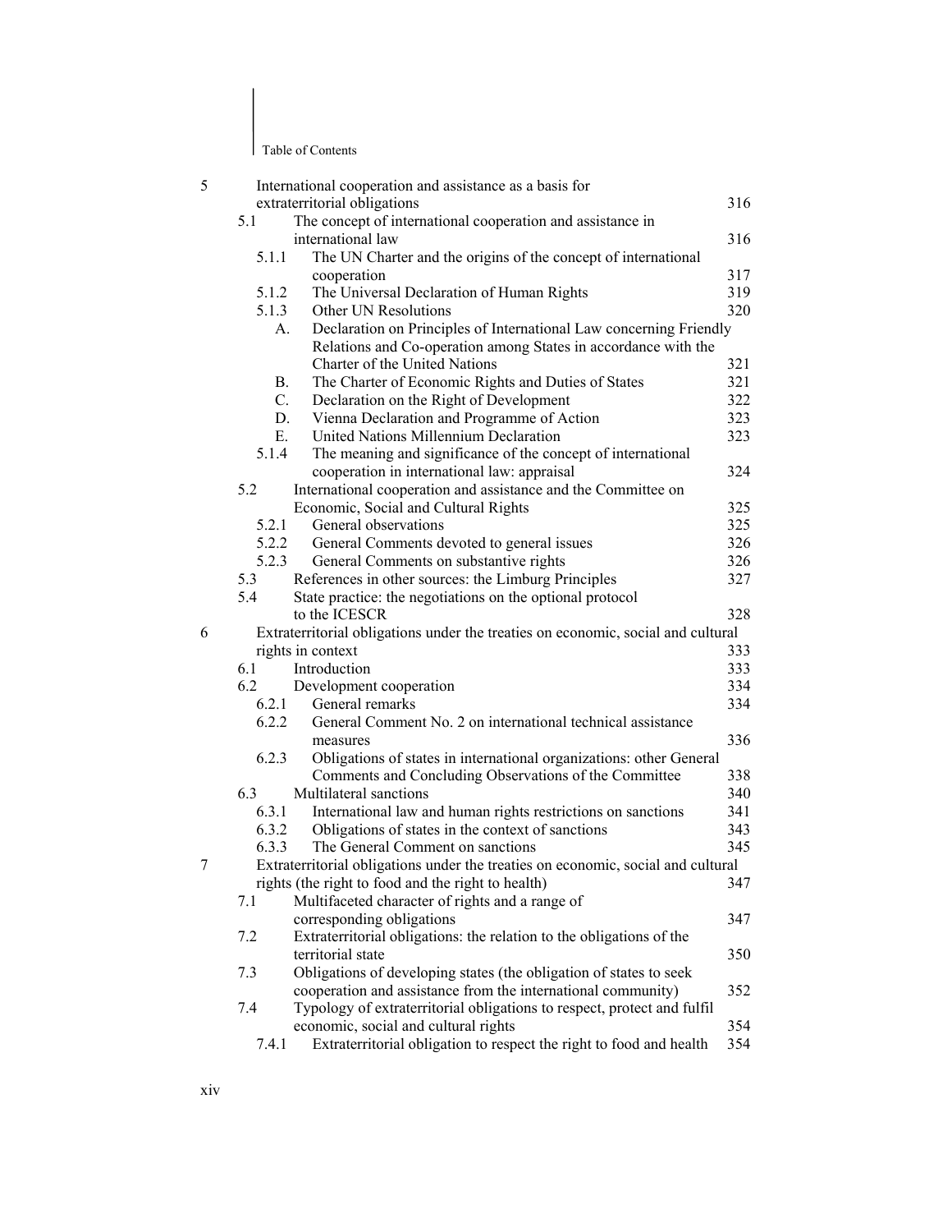| | | |
|---|---|---|
| 5 | International cooperation and assistance as a basis for extraterritorial obligations | 316 |
| 5.1 | The concept of international cooperation and assistance in international law | 316 |
| 5.1.1 | The UN Charter and the origins of the concept of international cooperation | 317 |
| 5.1.2 | The Universal Declaration of Human Rights | 319 |
| 5.1.3 | Other UN Resolutions | 320 |
| A. | Declaration on Principles of International Law concerning Friendly Relations and Co-operation among States in accordance with the Charter of the United Nations | 321 |
| B. | The Charter of Economic Rights and Duties of States | 321 |
| C. | Declaration on the Right of Development | 322 |
| D. | Vienna Declaration and Programme of Action | 323 |
| E. | United Nations Millennium Declaration | 323 |
| 5.1.4 | The meaning and significance of the concept of international cooperation in international law: appraisal | 324 |
| 5.2 | International cooperation and assistance and the Committee on Economic, Social and Cultural Rights | 325 |
| 5.2.1 | General observations | 325 |
| 5.2.2 | General Comments devoted to general issues | 326 |
| 5.2.3 | General Comments on substantive rights | 326 |
| 5.3 | References in other sources: the Limburg Principles | 327 |
| 5.4 | State practice: the negotiations on the optional protocol to the ICESCR | 328 |
| 6 | Extraterritorial obligations under the treaties on economic, social and cultural rights in context | 333 |
| 6.1 | Introduction | 333 |
| 6.2 | Development cooperation | 334 |
| 6.2.1 | General remarks | 334 |
| 6.2.2 | General Comment No. 2 on international technical assistance measures | 336 |
| 6.2.3 | Obligations of states in international organizations: other General Comments and Concluding Observations of the Committee | 338 |
| 6.3 | Multilateral sanctions | 340 |
| 6.3.1 | International law and human rights restrictions on sanctions | 341 |
| 6.3.2 | Obligations of states in the context of sanctions | 343 |
| 6.3.3 | The General Comment on sanctions | 345 |
| 7 | Extraterritorial obligations under the treaties on economic, social and cultural rights (the right to food and the right to health) | 347 |
| 7.1 | Multifaceted character of rights and a range of corresponding obligations | 347 |
| 7.2 | Extraterritorial obligations: the relation to the obligations of the territorial state | 350 |
| 7.3 | Obligations of developing states (the obligation of states to seek cooperation and assistance from the international community) | 352 |
| 7.4 | Typology of extraterritorial obligations to respect, protect and fulfil economic, social and cultural rights | 354 |
| 7.4.1 | Extraterritorial obligation to respect the right to food and health | 354 |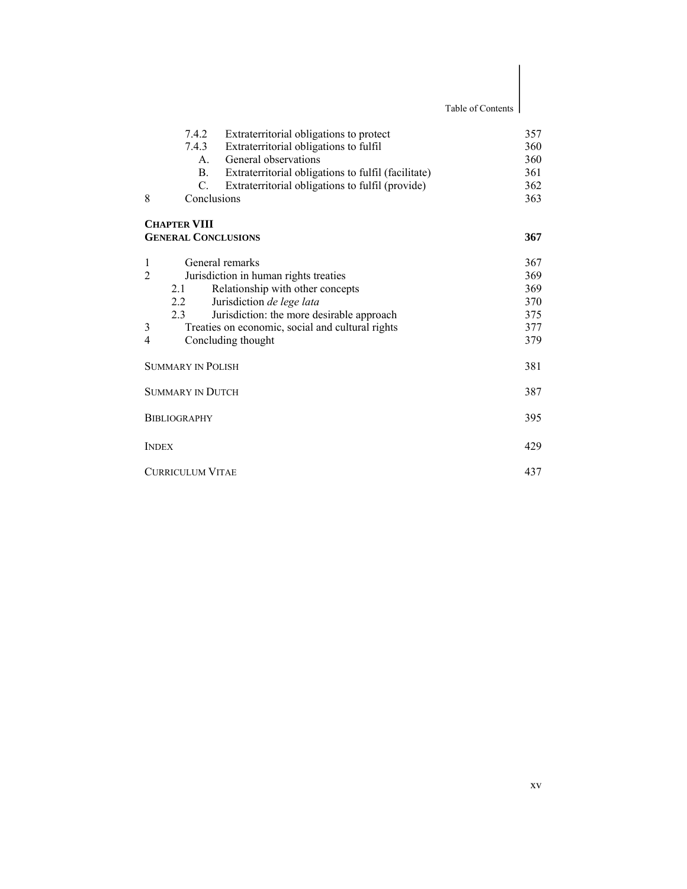| | | |
|---|---|---|
| 7.4.2 | Extraterritorial obligations to protect | 357 |
| 7.4.3 | Extraterritorial obligations to fulfil | 360 |
| A. | General observations | 360 |
| B. | Extraterritorial obligations to fulfil (facilitate) | 361 |
| C. | Extraterritorial obligations to fulfil (provide) | 362 |
| 8 | Conclusions | 363 |

**CHAPTER VIII**
**GENERAL CONCLUSIONS** **367**

| | | |
|---|---|---|
| 1 | General remarks | 367 |
| 2 | Jurisdiction in human rights treaties | 369 |
| 2.1 | Relationship with other concepts | 369 |
| 2.2 | Jurisdiction *de lege lata* | 370 |
| 2.3 | Jurisdiction: the more desirable approach | 375 |
| 3 | Treaties on economic, social and cultural rights | 377 |
| 4 | Concluding thought | 379 |

| | |
|---|---|
| SUMMARY IN POLISH | 381 |
| SUMMARY IN DUTCH | 387 |
| BIBLIOGRAPHY | 395 |
| INDEX | 429 |
| CURRICULUM VITAE | 437 |